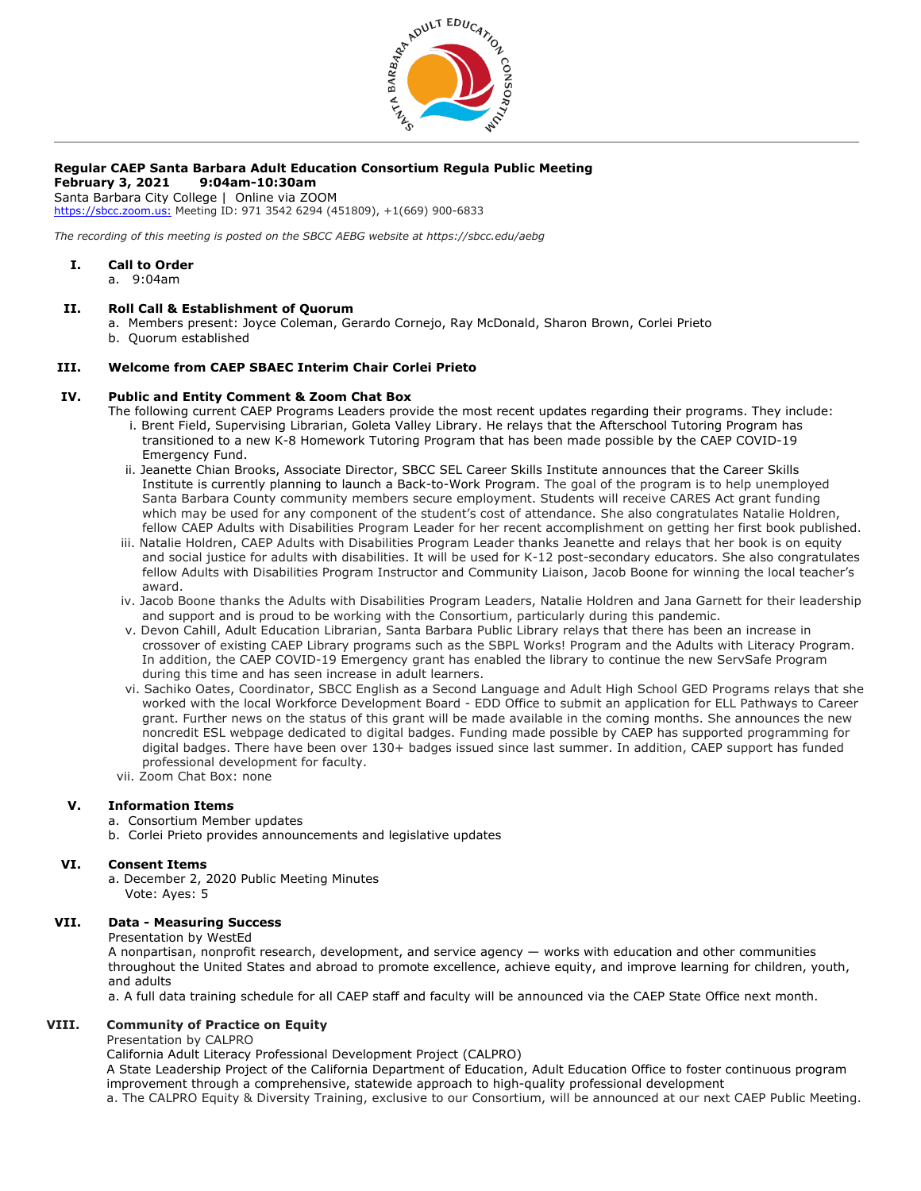**Regular CAEP Santa Barbara Adult Education Consortium Regula Public Meeting**
**February 3, 2021 9:04am-10:30am**
Santa Barbara City College | Online via ZOOM
https://sbcc.zoom.us: Meeting ID: 971 3542 6294 (451809), +1(669) 900-6833

*The recording of this meeting is posted on the SBCC AEBG website at https://sbcc.edu/aebg*

**I. Call to Order**

a. 9:04am

**II. Roll Call & Establishment of Quorum**

a. Members present: Joyce Coleman, Gerardo Cornejo, Ray McDonald, Sharon Brown, Corlei Prieto
b. Quorum established

**III. Welcome from CAEP SBAEC Interim Chair Corlei Prieto**

**IV. Public and Entity Comment & Zoom Chat Box**

The following current CAEP Programs Leaders provide the most recent updates regarding their programs. They include:

i. Brent Field, Supervising Librarian, Goleta Valley Library. He relays that the Afterschool Tutoring Program has transitioned to a new K-8 Homework Tutoring Program that has been made possible by the CAEP COVID-19 Emergency Fund.
ii. Jeanette Chian Brooks, Associate Director, SBCC SEL Career Skills Institute announces that the Career Skills Institute is currently planning to launch a Back-to-Work Program. The goal of the program is to help unemployed Santa Barbara County community members secure employment. Students will receive CARES Act grant funding which may be used for any component of the student's cost of attendance. She also congratulates Natalie Holdren, fellow CAEP Adults with Disabilities Program Leader for her recent accomplishment on getting her first book published.
iii. Natalie Holdren, CAEP Adults with Disabilities Program Leader thanks Jeanette and relays that her book is on equity and social justice for adults with disabilities. It will be used for K-12 post-secondary educators. She also congratulates fellow Adults with Disabilities Program Instructor and Community Liaison, Jacob Boone for winning the local teacher's award.
iv. Jacob Boone thanks the Adults with Disabilities Program Leaders, Natalie Holdren and Jana Garnett for their leadership and support and is proud to be working with the Consortium, particularly during this pandemic.
v. Devon Cahill, Adult Education Librarian, Santa Barbara Public Library relays that there has been an increase in crossover of existing CAEP Library programs such as the SBPL Works! Program and the Adults with Literacy Program. In addition, the CAEP COVID-19 Emergency grant has enabled the library to continue the new ServSafe Program during this time and has seen increase in adult learners.
vi. Sachiko Oates, Coordinator, SBCC English as a Second Language and Adult High School GED Programs relays that she worked with the local Workforce Development Board - EDD Office to submit an application for ELL Pathways to Career grant. Further news on the status of this grant will be made available in the coming months. She announces the new noncredit ESL webpage dedicated to digital badges. Funding made possible by CAEP has supported programming for digital badges. There have been over 130+ badges issued since last summer. In addition, CAEP support has funded professional development for faculty.
vii. Zoom Chat Box: none

**V. Information Items**

a. Consortium Member updates
b. Corlei Prieto provides announcements and legislative updates

**VI. Consent Items**

a. December 2, 2020 Public Meeting Minutes
Vote: Ayes: 5

**VII. Data - Measuring Success**

Presentation by WestEd
A nonpartisan, nonprofit research, development, and service agency — works with education and other communities throughout the United States and abroad to promote excellence, achieve equity, and improve learning for children, youth, and adults

a. A full data training schedule for all CAEP staff and faculty will be announced via the CAEP State Office next month.

**VIII. Community of Practice on Equity**

Presentation by CALPRO
California Adult Literacy Professional Development Project (CALPRO)
A State Leadership Project of the California Department of Education, Adult Education Office to foster continuous program improvement through a comprehensive, statewide approach to high-quality professional development

a. The CALPRO Equity & Diversity Training, exclusive to our Consortium, will be announced at our next CAEP Public Meeting.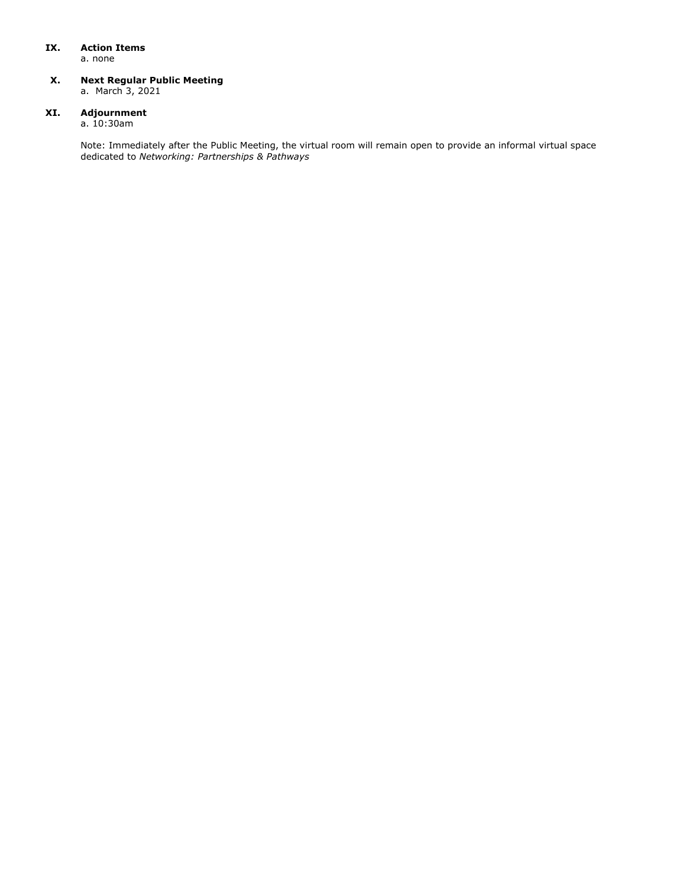**IX. Action Items**

a. none

**X. Next Regular Public Meeting**

a. March 3, 2021

**XI. Adjournment**

a. 10:30am

Note: Immediately after the Public Meeting, the virtual room will remain open to provide an informal virtual space dedicated to *Networking: Partnerships & Pathways*